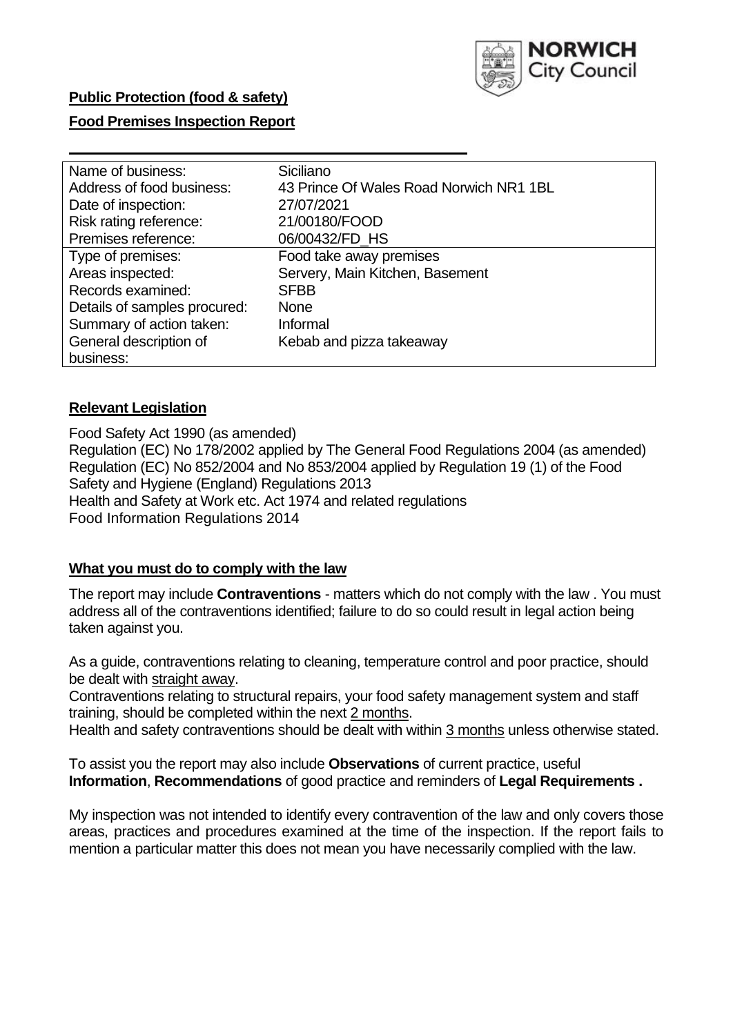**Public Protection (food & safety)**

**Food Premises Inspection Report**

| | |
|---|---|
| Name of business: | Siciliano |
| Address of food business: | 43 Prince Of Wales Road Norwich NR1 1BL |
| Date of inspection: | 27/07/2021 |
| Risk rating reference: | 21/00180/FOOD |
| Premises reference: | 06/00432/FD_HS |
| Type of premises: | Food take away premises |
| Areas inspected: | Servery, Main Kitchen, Basement |
| Records examined: | SFBB |
| Details of samples procured: | None |
| Summary of action taken: | Informal |
| General description of business: | Kebab and pizza takeaway |

## Relevant Legislation

Food Safety Act 1990 (as amended)
Regulation (EC) No 178/2002 applied by The General Food Regulations 2004 (as amended)
Regulation (EC) No 852/2004 and No 853/2004 applied by Regulation 19 (1) of the Food Safety and Hygiene (England) Regulations 2013
Health and Safety at Work etc. Act 1974 and related regulations
Food Information Regulations 2014

## What you must do to comply with the law

The report may include **Contraventions** - matters which do not comply with the law . You must address all of the contraventions identified; failure to do so could result in legal action being taken against you.

As a guide, contraventions relating to cleaning, temperature control and poor practice, should be dealt with straight away.

Contraventions relating to structural repairs, your food safety management system and staff training, should be completed within the next 2 months.

Health and safety contraventions should be dealt with within 3 months unless otherwise stated.

To assist you the report may also include **Observations** of current practice, useful **Information**, **Recommendations** of good practice and reminders of **Legal Requirements .**

My inspection was not intended to identify every contravention of the law and only covers those areas, practices and procedures examined at the time of the inspection. If the report fails to mention a particular matter this does not mean you have necessarily complied with the law.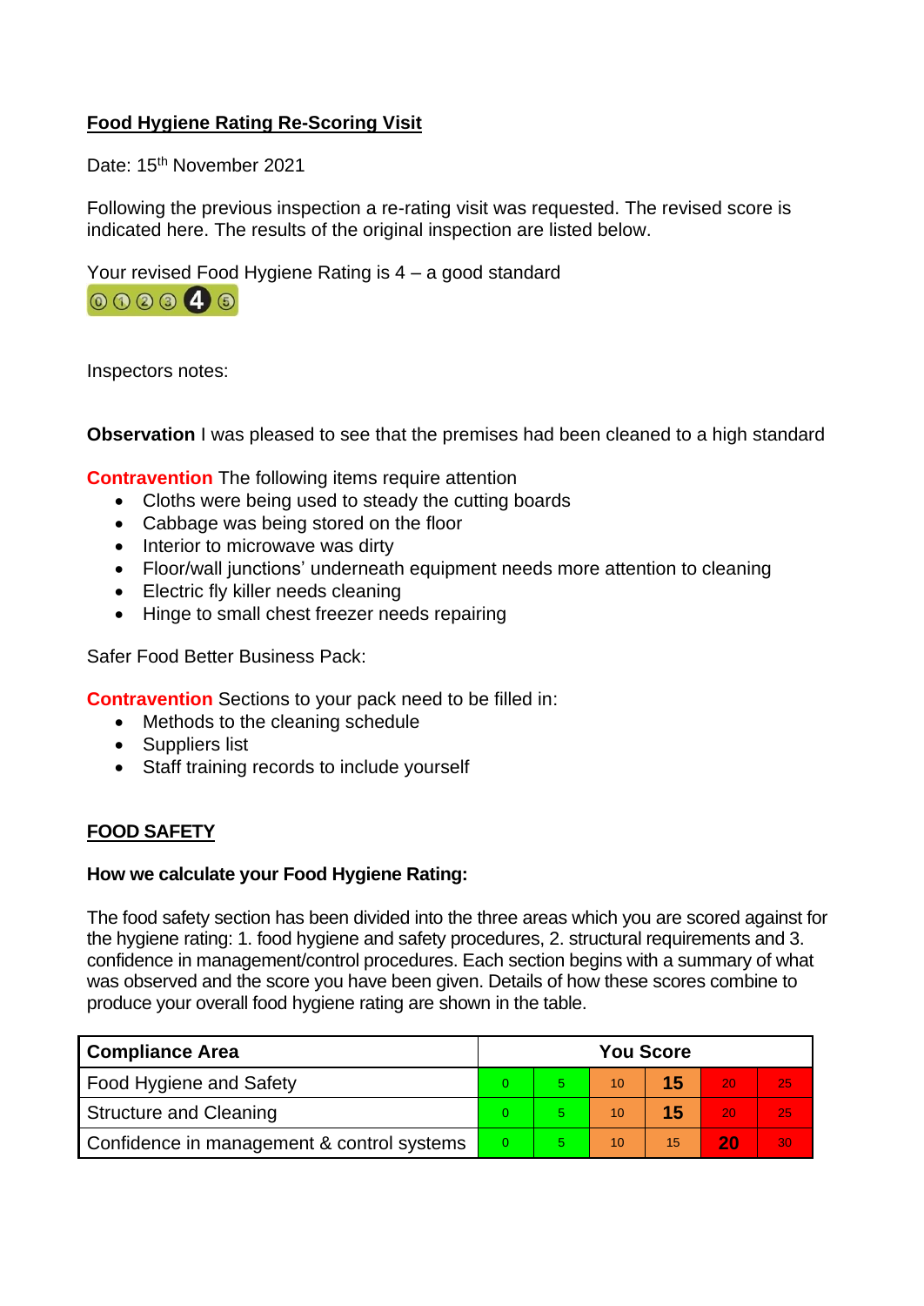**Food Hygiene Rating Re-Scoring Visit**

Date: 15th November 2021

Following the previous inspection a re-rating visit was requested. The revised score is indicated here. The results of the original inspection are listed below.

Your revised Food Hygiene Rating is 4 – a good standard

0 1 2 3 **4** 5

Inspectors notes:

**Observation** I was pleased to see that the premises had been cleaned to a high standard

**Contravention** The following items require attention

- Cloths were being used to steady the cutting boards
- Cabbage was being stored on the floor
- Interior to microwave was dirty
- Floor/wall junctions' underneath equipment needs more attention to cleaning
- Electric fly killer needs cleaning
- Hinge to small chest freezer needs repairing

Safer Food Better Business Pack:

**Contravention** Sections to your pack need to be filled in:

- Methods to the cleaning schedule
- Suppliers list
- Staff training records to include yourself

## FOOD SAFETY

**How we calculate your Food Hygiene Rating:**

The food safety section has been divided into the three areas which you are scored against for the hygiene rating: 1. food hygiene and safety procedures, 2. structural requirements and 3. confidence in management/control procedures. Each section begins with a summary of what was observed and the score you have been given. Details of how these scores combine to produce your overall food hygiene rating are shown in the table.

| Compliance Area | You Score | | | | | |
|---|---|---|---|---|---|---|
| Food Hygiene and Safety | 0 | 5 | 10 | **15** | 20 | 25 |
| Structure and Cleaning | 0 | 5 | 10 | **15** | 20 | 25 |
| Confidence in management & control systems | 0 | 5 | 10 | 15 | **20** | 30 |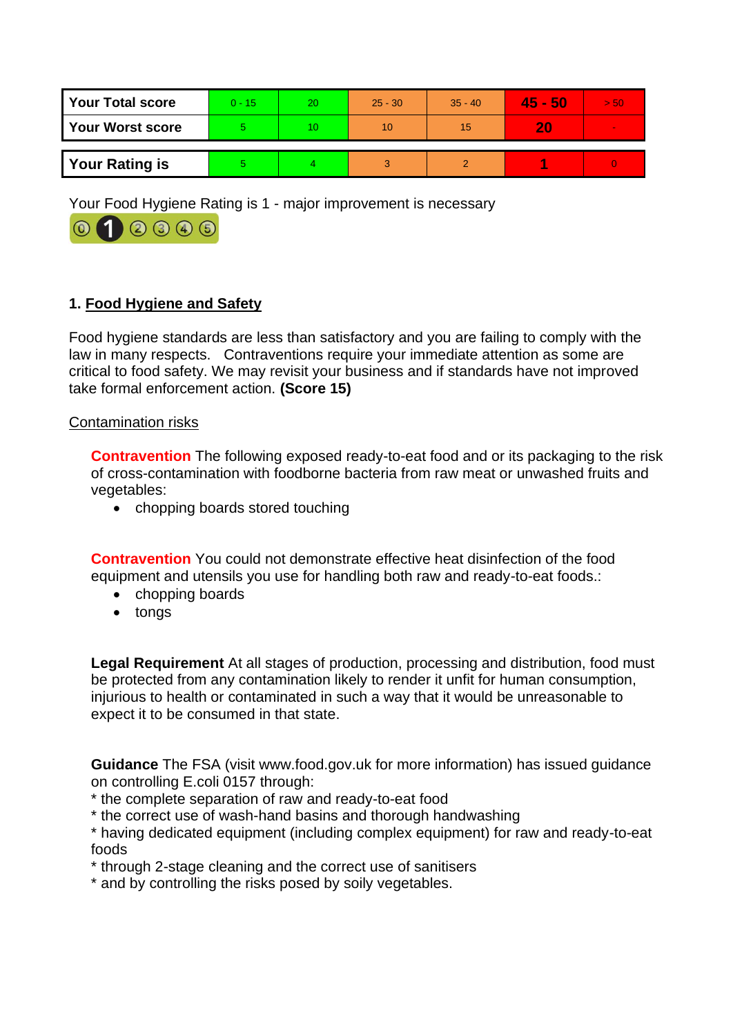| Your Total score | 0 - 15 | 20 | 25 - 30 | 35 - 40 | **45 - 50** | > 50 |
|---|---|---|---|---|---|---|
| Your Worst score | 5 | 10 | 10 | 15 | **20** | - |
| Your Rating is | 5 | 4 | 3 | 2 | **1** | 0 |

Your Food Hygiene Rating is 1 - major improvement is necessary

0 **1** 2 3 4 5

### 1. Food Hygiene and Safety

Food hygiene standards are less than satisfactory and you are failing to comply with the law in many respects. Contraventions require your immediate attention as some are critical to food safety. We may revisit your business and if standards have not improved take formal enforcement action. **(Score 15)**

Contamination risks

**Contravention** The following exposed ready-to-eat food and or its packaging to the risk of cross-contamination with foodborne bacteria from raw meat or unwashed fruits and vegetables:

- chopping boards stored touching

**Contravention** You could not demonstrate effective heat disinfection of the food equipment and utensils you use for handling both raw and ready-to-eat foods.:

- chopping boards
- tongs

**Legal Requirement** At all stages of production, processing and distribution, food must be protected from any contamination likely to render it unfit for human consumption, injurious to health or contaminated in such a way that it would be unreasonable to expect it to be consumed in that state.

**Guidance** The FSA (visit www.food.gov.uk for more information) has issued guidance on controlling E.coli 0157 through:
* the complete separation of raw and ready-to-eat food
* the correct use of wash-hand basins and thorough handwashing
* having dedicated equipment (including complex equipment) for raw and ready-to-eat foods
* through 2-stage cleaning and the correct use of sanitisers
* and by controlling the risks posed by soily vegetables.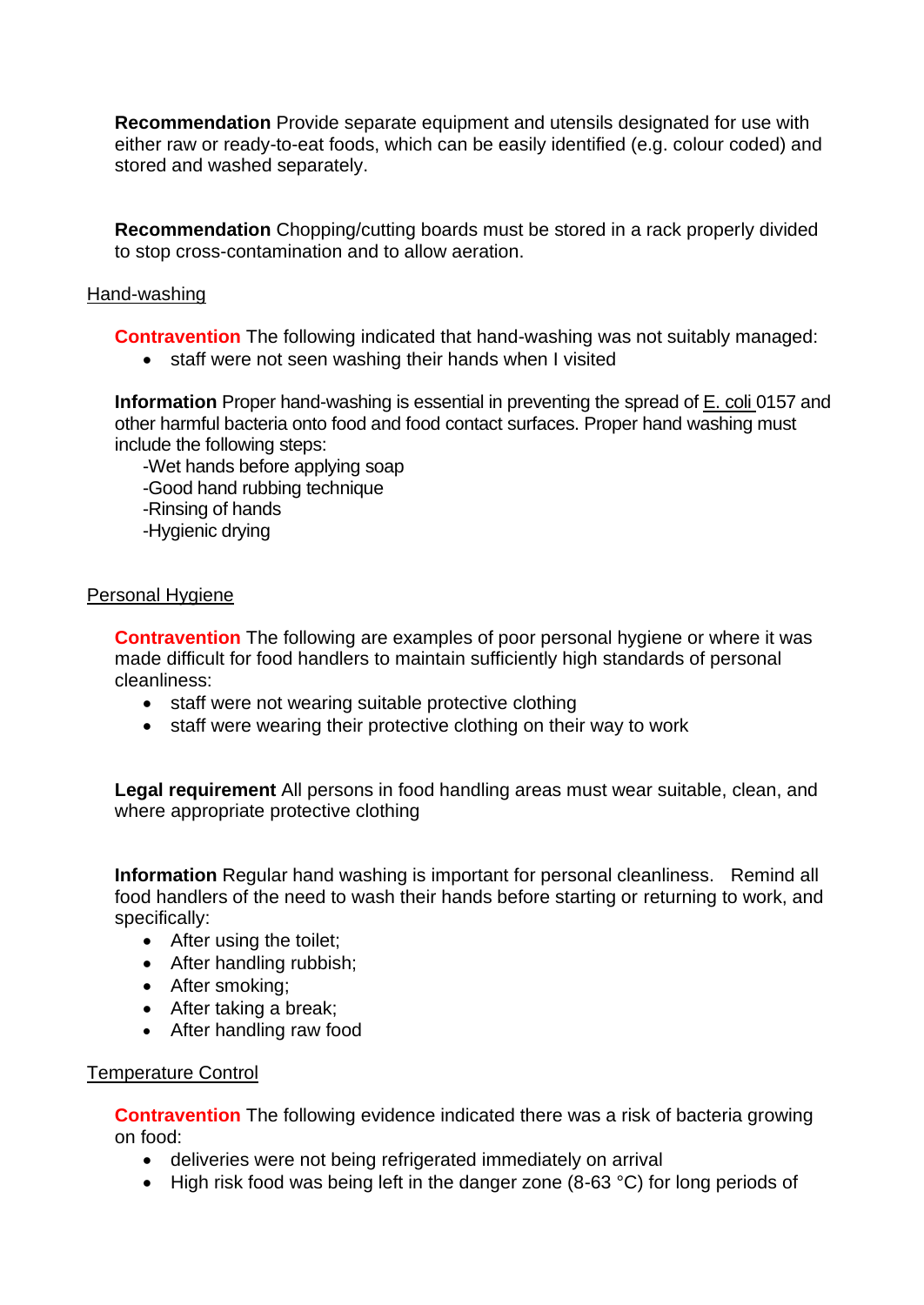**Recommendation** Provide separate equipment and utensils designated for use with either raw or ready-to-eat foods, which can be easily identified (e.g. colour coded) and stored and washed separately.

**Recommendation** Chopping/cutting boards must be stored in a rack properly divided to stop cross-contamination and to allow aeration.

Hand-washing

**Contravention** The following indicated that hand-washing was not suitably managed:

- staff were not seen washing their hands when I visited

**Information** Proper hand-washing is essential in preventing the spread of E. coli 0157 and other harmful bacteria onto food and food contact surfaces. Proper hand washing must include the following steps:

-Wet hands before applying soap
-Good hand rubbing technique
-Rinsing of hands
-Hygienic drying

Personal Hygiene

**Contravention** The following are examples of poor personal hygiene or where it was made difficult for food handlers to maintain sufficiently high standards of personal cleanliness:

- staff were not wearing suitable protective clothing
- staff were wearing their protective clothing on their way to work

**Legal requirement** All persons in food handling areas must wear suitable, clean, and where appropriate protective clothing

**Information** Regular hand washing is important for personal cleanliness. Remind all food handlers of the need to wash their hands before starting or returning to work, and specifically:

- After using the toilet;
- After handling rubbish;
- After smoking;
- After taking a break;
- After handling raw food

Temperature Control

**Contravention** The following evidence indicated there was a risk of bacteria growing on food:

- deliveries were not being refrigerated immediately on arrival
- High risk food was being left in the danger zone (8-63 °C) for long periods of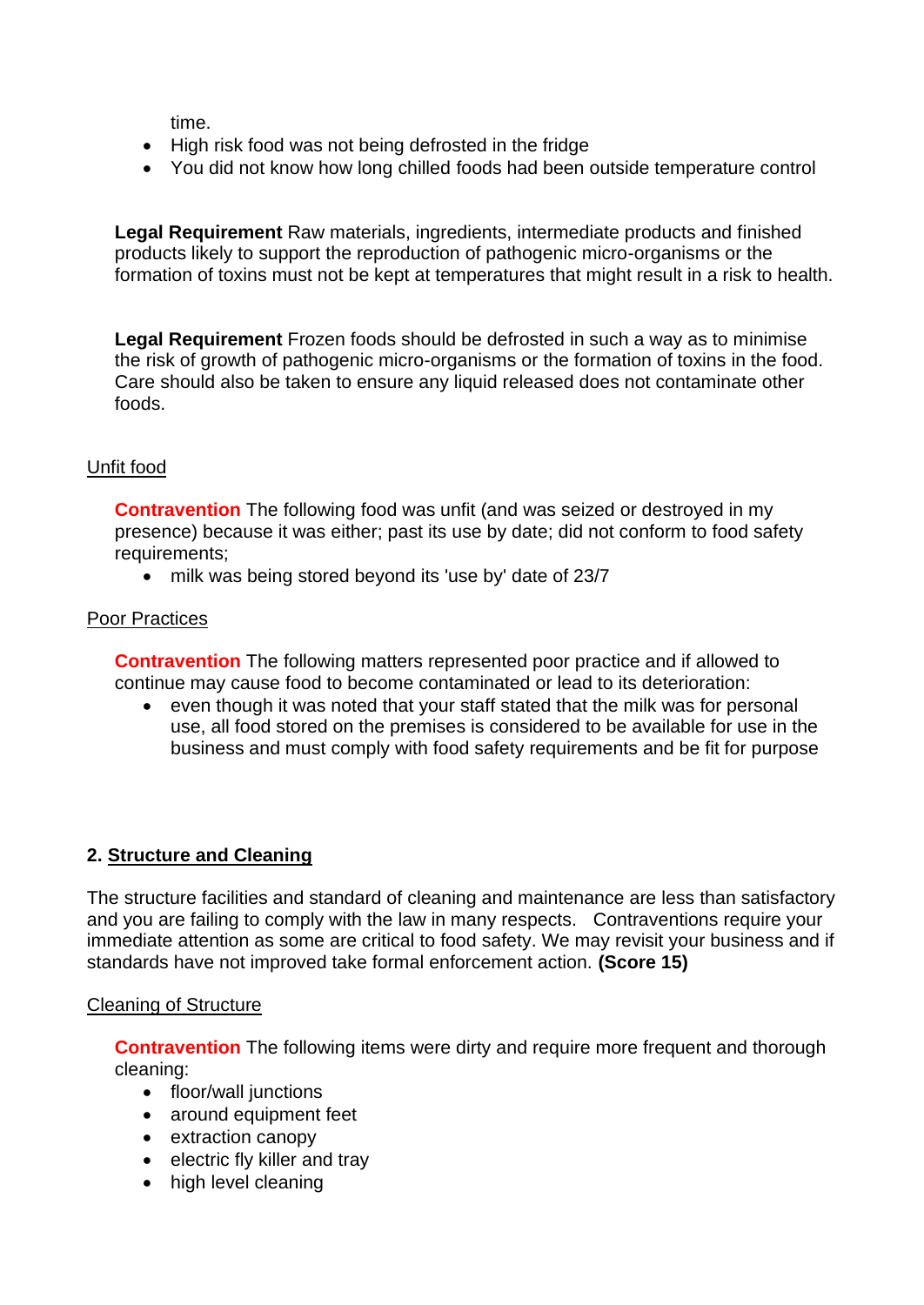time.

- High risk food was not being defrosted in the fridge
- You did not know how long chilled foods had been outside temperature control

**Legal Requirement** Raw materials, ingredients, intermediate products and finished products likely to support the reproduction of pathogenic micro-organisms or the formation of toxins must not be kept at temperatures that might result in a risk to health.

**Legal Requirement** Frozen foods should be defrosted in such a way as to minimise the risk of growth of pathogenic micro-organisms or the formation of toxins in the food. Care should also be taken to ensure any liquid released does not contaminate other foods.

Unfit food

**Contravention** The following food was unfit (and was seized or destroyed in my presence) because it was either; past its use by date; did not conform to food safety requirements;

- milk was being stored beyond its 'use by' date of 23/7

Poor Practices

**Contravention** The following matters represented poor practice and if allowed to continue may cause food to become contaminated or lead to its deterioration:

- even though it was noted that your staff stated that the milk was for personal use, all food stored on the premises is considered to be available for use in the business and must comply with food safety requirements and be fit for purpose

## 2. Structure and Cleaning

The structure facilities and standard of cleaning and maintenance are less than satisfactory and you are failing to comply with the law in many respects. Contraventions require your immediate attention as some are critical to food safety. We may revisit your business and if standards have not improved take formal enforcement action. **(Score 15)**

Cleaning of Structure

**Contravention** The following items were dirty and require more frequent and thorough cleaning:

- floor/wall junctions
- around equipment feet
- extraction canopy
- electric fly killer and tray
- high level cleaning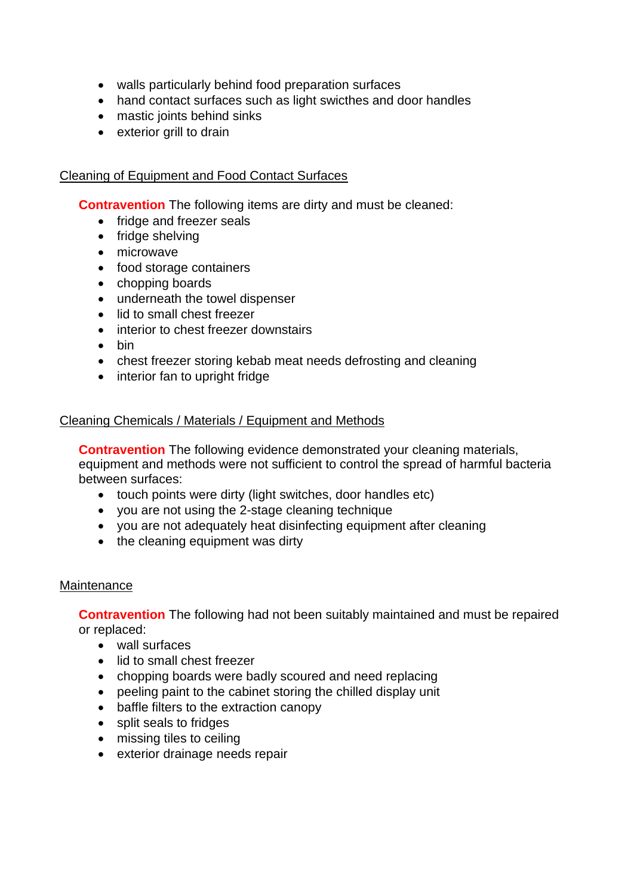- walls particularly behind food preparation surfaces
- hand contact surfaces such as light swicthes and door handles
- mastic joints behind sinks
- exterior grill to drain

Cleaning of Equipment and Food Contact Surfaces

**Contravention** The following items are dirty and must be cleaned:

- fridge and freezer seals
- fridge shelving
- microwave
- food storage containers
- chopping boards
- underneath the towel dispenser
- lid to small chest freezer
- interior to chest freezer downstairs
- bin
- chest freezer storing kebab meat needs defrosting and cleaning
- interior fan to upright fridge

Cleaning Chemicals / Materials / Equipment and Methods

**Contravention** The following evidence demonstrated your cleaning materials, equipment and methods were not sufficient to control the spread of harmful bacteria between surfaces:

- touch points were dirty (light switches, door handles etc)
- you are not using the 2-stage cleaning technique
- you are not adequately heat disinfecting equipment after cleaning
- the cleaning equipment was dirty

Maintenance

**Contravention** The following had not been suitably maintained and must be repaired or replaced:

- wall surfaces
- lid to small chest freezer
- chopping boards were badly scoured and need replacing
- peeling paint to the cabinet storing the chilled display unit
- baffle filters to the extraction canopy
- split seals to fridges
- missing tiles to ceiling
- exterior drainage needs repair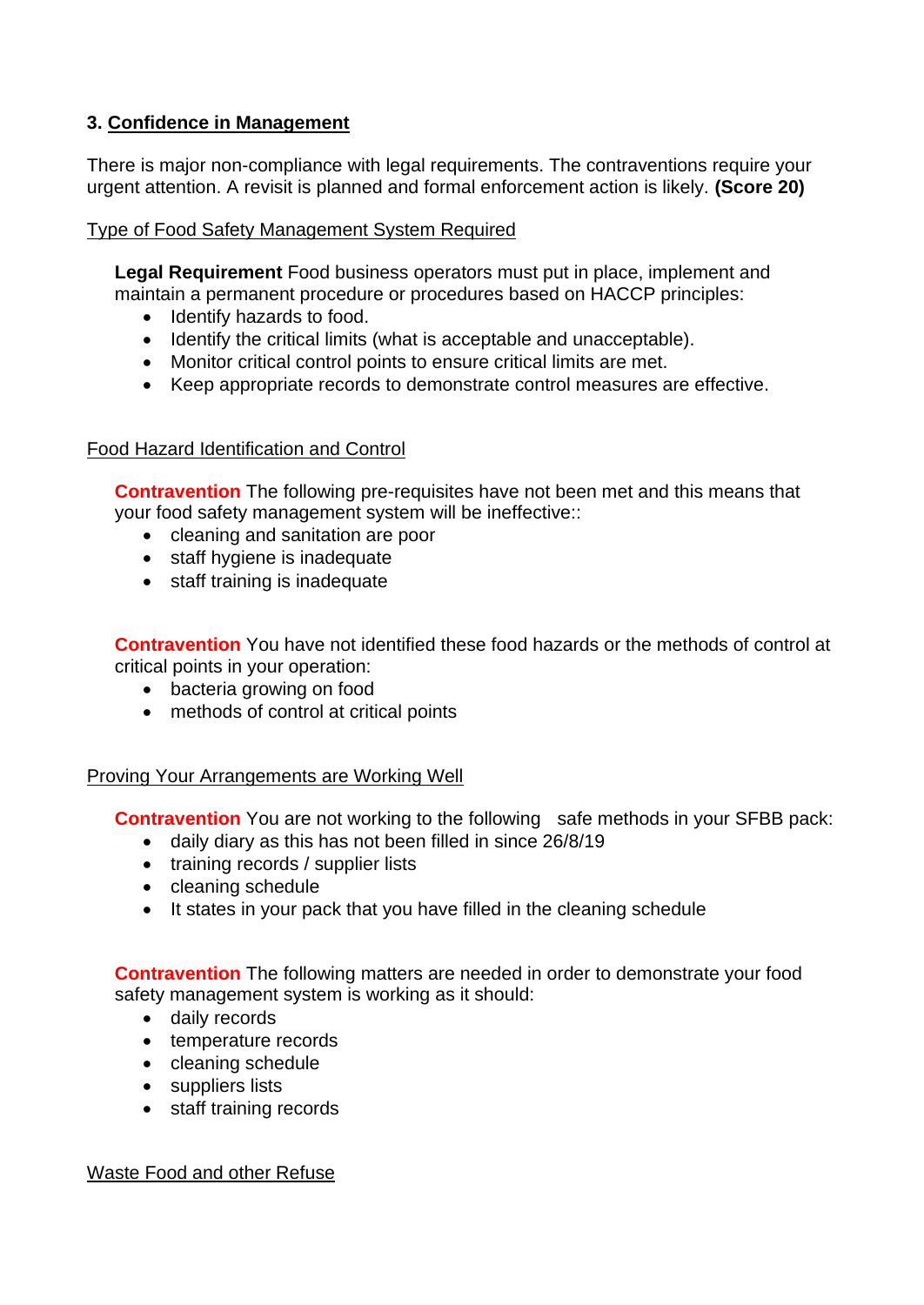## 3. Confidence in Management

There is major non-compliance with legal requirements. The contraventions require your urgent attention. A revisit is planned and formal enforcement action is likely. **(Score 20)**

### Type of Food Safety Management System Required

**Legal Requirement** Food business operators must put in place, implement and maintain a permanent procedure or procedures based on HACCP principles:

- Identify hazards to food.
- Identify the critical limits (what is acceptable and unacceptable).
- Monitor critical control points to ensure critical limits are met.
- Keep appropriate records to demonstrate control measures are effective.

### Food Hazard Identification and Control

**Contravention** The following pre-requisites have not been met and this means that your food safety management system will be ineffective::

- cleaning and sanitation are poor
- staff hygiene is inadequate
- staff training is inadequate

**Contravention** You have not identified these food hazards or the methods of control at critical points in your operation:

- bacteria growing on food
- methods of control at critical points

### Proving Your Arrangements are Working Well

**Contravention** You are not working to the following safe methods in your SFBB pack:

- daily diary as this has not been filled in since 26/8/19
- training records / supplier lists
- cleaning schedule
- It states in your pack that you have filled in the cleaning schedule

**Contravention** The following matters are needed in order to demonstrate your food safety management system is working as it should:

- daily records
- temperature records
- cleaning schedule
- suppliers lists
- staff training records

### Waste Food and other Refuse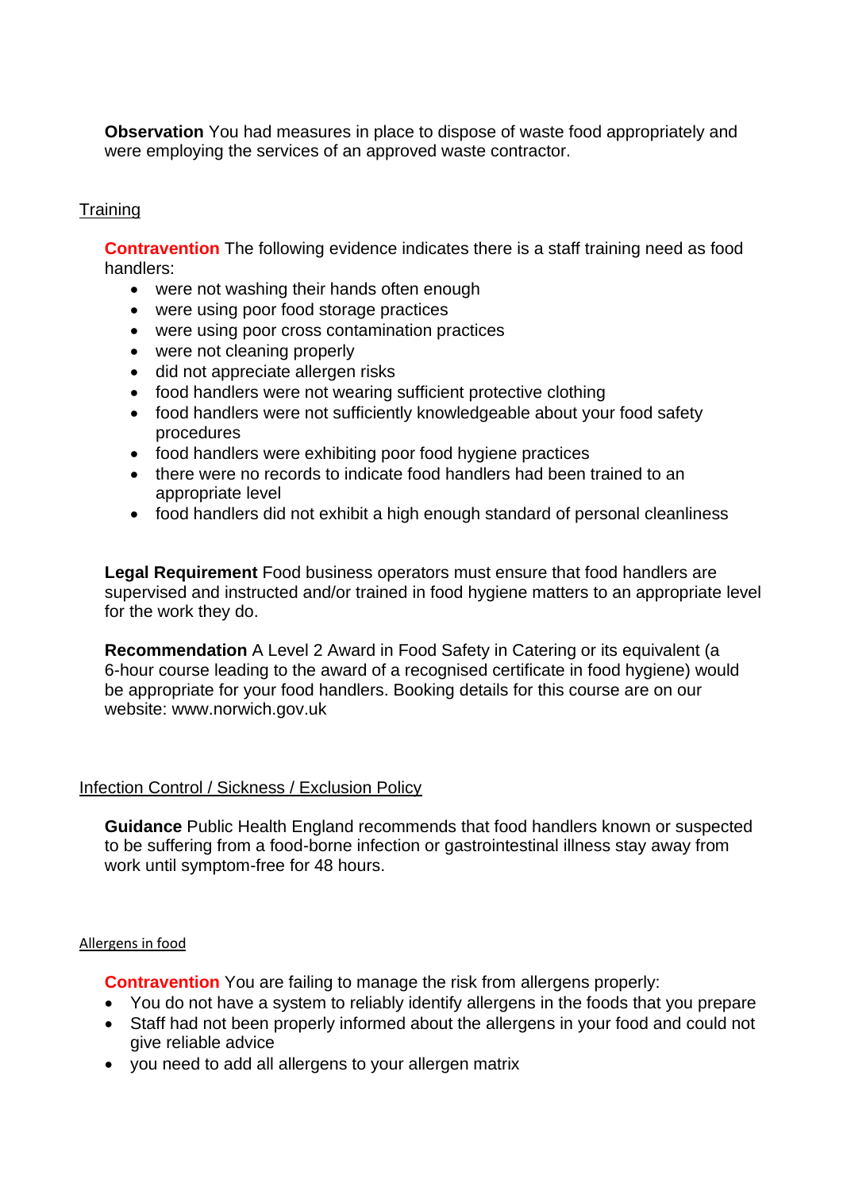**Observation** You had measures in place to dispose of waste food appropriately and were employing the services of an approved waste contractor.

## Training

**Contravention** The following evidence indicates there is a staff training need as food handlers:

- were not washing their hands often enough
- were using poor food storage practices
- were using poor cross contamination practices
- were not cleaning properly
- did not appreciate allergen risks
- food handlers were not wearing sufficient protective clothing
- food handlers were not sufficiently knowledgeable about your food safety procedures
- food handlers were exhibiting poor food hygiene practices
- there were no records to indicate food handlers had been trained to an appropriate level
- food handlers did not exhibit a high enough standard of personal cleanliness

**Legal Requirement** Food business operators must ensure that food handlers are supervised and instructed and/or trained in food hygiene matters to an appropriate level for the work they do.

**Recommendation** A Level 2 Award in Food Safety in Catering or its equivalent (a 6-hour course leading to the award of a recognised certificate in food hygiene) would be appropriate for your food handlers. Booking details for this course are on our website: www.norwich.gov.uk

## Infection Control / Sickness / Exclusion Policy

**Guidance** Public Health England recommends that food handlers known or suspected to be suffering from a food-borne infection or gastrointestinal illness stay away from work until symptom-free for 48 hours.

## Allergens in food

**Contravention** You are failing to manage the risk from allergens properly:

- You do not have a system to reliably identify allergens in the foods that you prepare
- Staff had not been properly informed about the allergens in your food and could not give reliable advice
- you need to add all allergens to your allergen matrix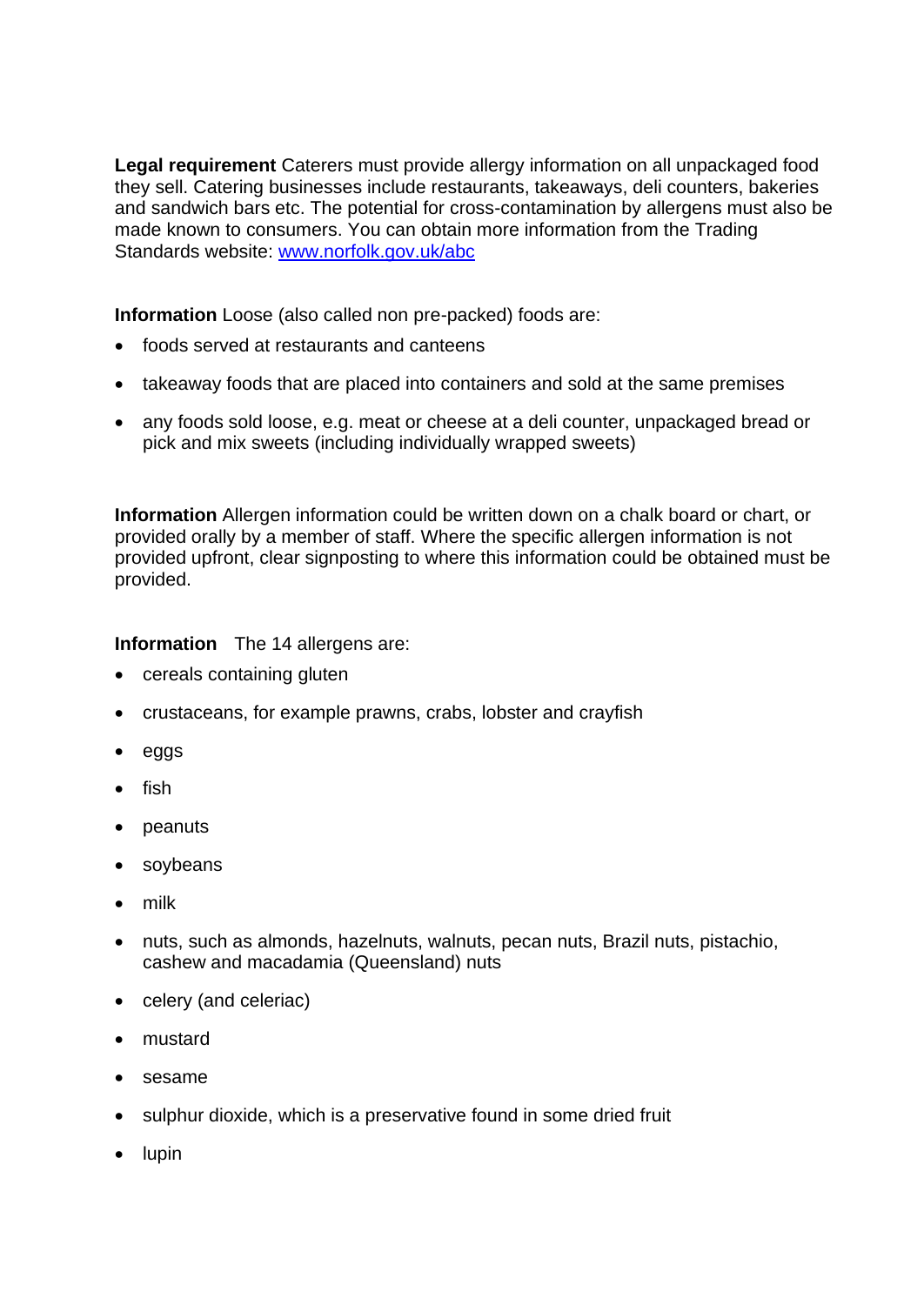**Legal requirement** Caterers must provide allergy information on all unpackaged food they sell. Catering businesses include restaurants, takeaways, deli counters, bakeries and sandwich bars etc. The potential for cross-contamination by allergens must also be made known to consumers. You can obtain more information from the Trading Standards website: [www.norfolk.gov.uk/abc](http://www.norfolk.gov.uk/abc)

**Information** Loose (also called non pre-packed) foods are:

- foods served at restaurants and canteens
- takeaway foods that are placed into containers and sold at the same premises
- any foods sold loose, e.g. meat or cheese at a deli counter, unpackaged bread or pick and mix sweets (including individually wrapped sweets)

**Information** Allergen information could be written down on a chalk board or chart, or provided orally by a member of staff. Where the specific allergen information is not provided upfront, clear signposting to where this information could be obtained must be provided.

**Information** The 14 allergens are:

- cereals containing gluten
- crustaceans, for example prawns, crabs, lobster and crayfish
- eggs
- fish
- peanuts
- soybeans
- milk
- nuts, such as almonds, hazelnuts, walnuts, pecan nuts, Brazil nuts, pistachio, cashew and macadamia (Queensland) nuts
- celery (and celeriac)
- mustard
- sesame
- sulphur dioxide, which is a preservative found in some dried fruit
- lupin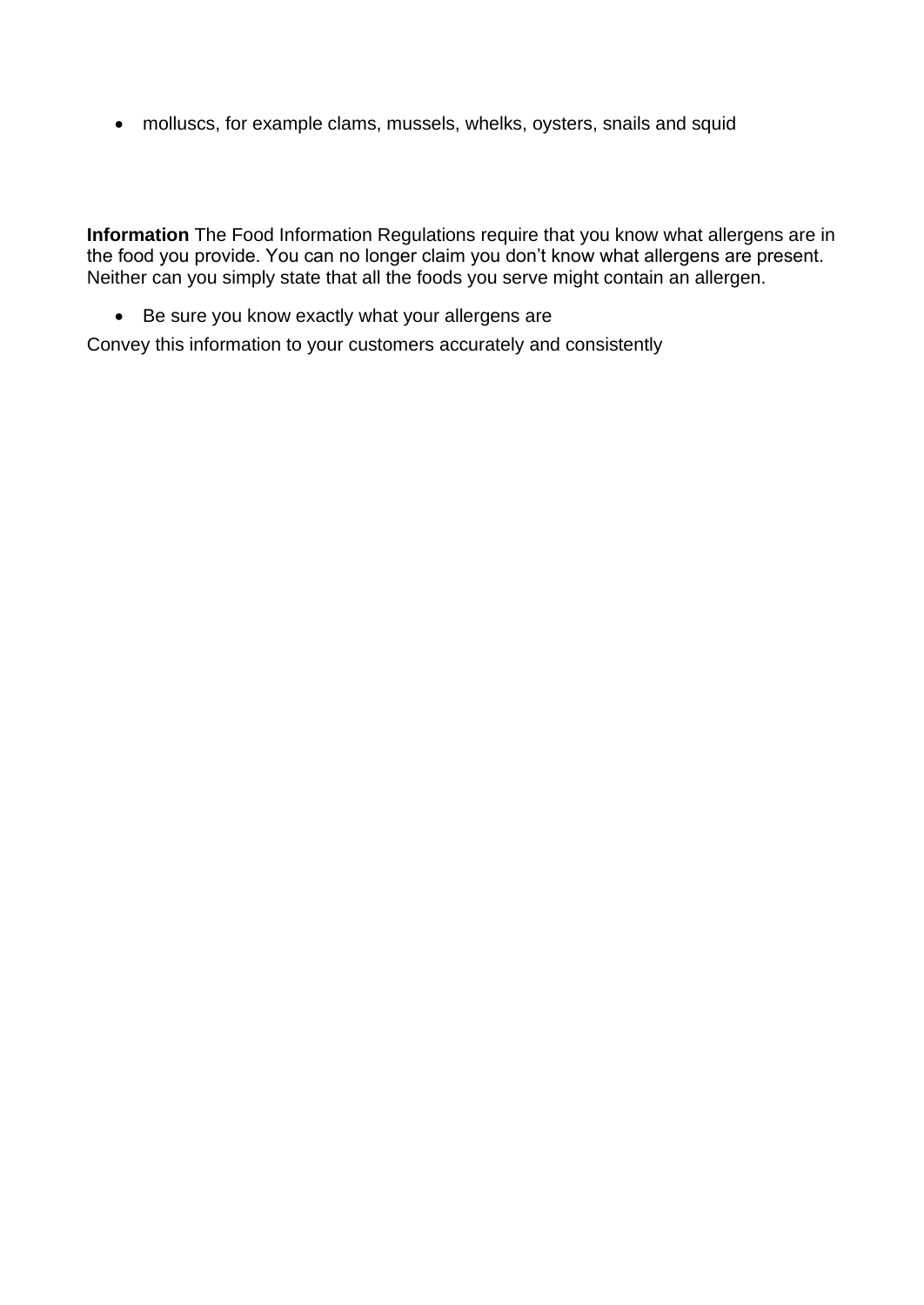- molluscs, for example clams, mussels, whelks, oysters, snails and squid

**Information** The Food Information Regulations require that you know what allergens are in the food you provide. You can no longer claim you don't know what allergens are present. Neither can you simply state that all the foods you serve might contain an allergen.

- Be sure you know exactly what your allergens are

Convey this information to your customers accurately and consistently